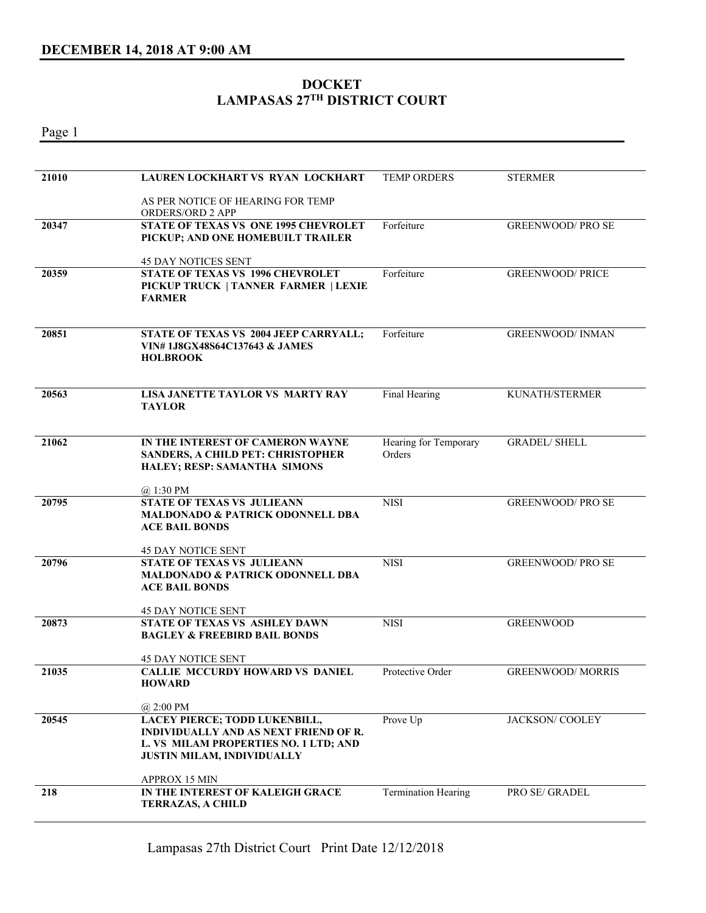## DECEMBER 14, 2018 AT 9:00 AM

# DOCKET
# LAMPASAS 27TH DISTRICT COURT

Page 1

| | | | |
|---|---|---|---|
| 21010 | **LAUREN LOCKHART VS RYAN LOCKHART**<br><br>AS PER NOTICE OF HEARING FOR TEMP ORDERS/ORD 2 APP | TEMP ORDERS | STERMER |
| 20347 | **STATE OF TEXAS VS ONE 1995 CHEVROLET PICKUP; AND ONE HOMEBUILT TRAILER**<br><br>45 DAY NOTICES SENT | Forfeiture | GREENWOOD/ PRO SE |
| 20359 | **STATE OF TEXAS VS 1996 CHEVROLET PICKUP TRUCK \| TANNER FARMER \| LEXIE FARMER** | Forfeiture | GREENWOOD/ PRICE |
| 20851 | **STATE OF TEXAS VS 2004 JEEP CARRYALL; VIN# 1J8GX48S64C137643 & JAMES HOLBROOK** | Forfeiture | GREENWOOD/ INMAN |
| 20563 | **LISA JANETTE TAYLOR VS MARTY RAY TAYLOR** | Final Hearing | KUNATH/STERMER |
| 21062 | **IN THE INTEREST OF CAMERON WAYNE SANDERS, A CHILD PET: CHRISTOPHER HALEY; RESP: SAMANTHA SIMONS**<br><br>@ 1:30 PM | Hearing for Temporary Orders | GRADEL/ SHELL |
| 20795 | **STATE OF TEXAS VS JULIEANN MALDONADO & PATRICK ODONNELL DBA ACE BAIL BONDS**<br><br>45 DAY NOTICE SENT | NISI | GREENWOOD/ PRO SE |
| 20796 | **STATE OF TEXAS VS JULIEANN MALDONADO & PATRICK ODONNELL DBA ACE BAIL BONDS**<br><br>45 DAY NOTICE SENT | NISI | GREENWOOD/ PRO SE |
| 20873 | **STATE OF TEXAS VS ASHLEY DAWN BAGLEY & FREEBIRD BAIL BONDS**<br><br>45 DAY NOTICE SENT | NISI | GREENWOOD |
| 21035 | **CALLIE MCCURDY HOWARD VS DANIEL HOWARD**<br><br>@ 2:00 PM | Protective Order | GREENWOOD/ MORRIS |
| 20545 | **LACEY PIERCE; TODD LUKENBILL, INDIVIDUALLY AND AS NEXT FRIEND OF R. L. VS MILAM PROPERTIES NO. 1 LTD; AND JUSTIN MILAM, INDIVIDUALLY**<br><br>APPROX 15 MIN | Prove Up | JACKSON/ COOLEY |
| 218 | **IN THE INTEREST OF KALEIGH GRACE TERRAZAS, A CHILD** | Termination Hearing | PRO SE/ GRADEL |

Lampasas 27th District Court Print Date 12/12/2018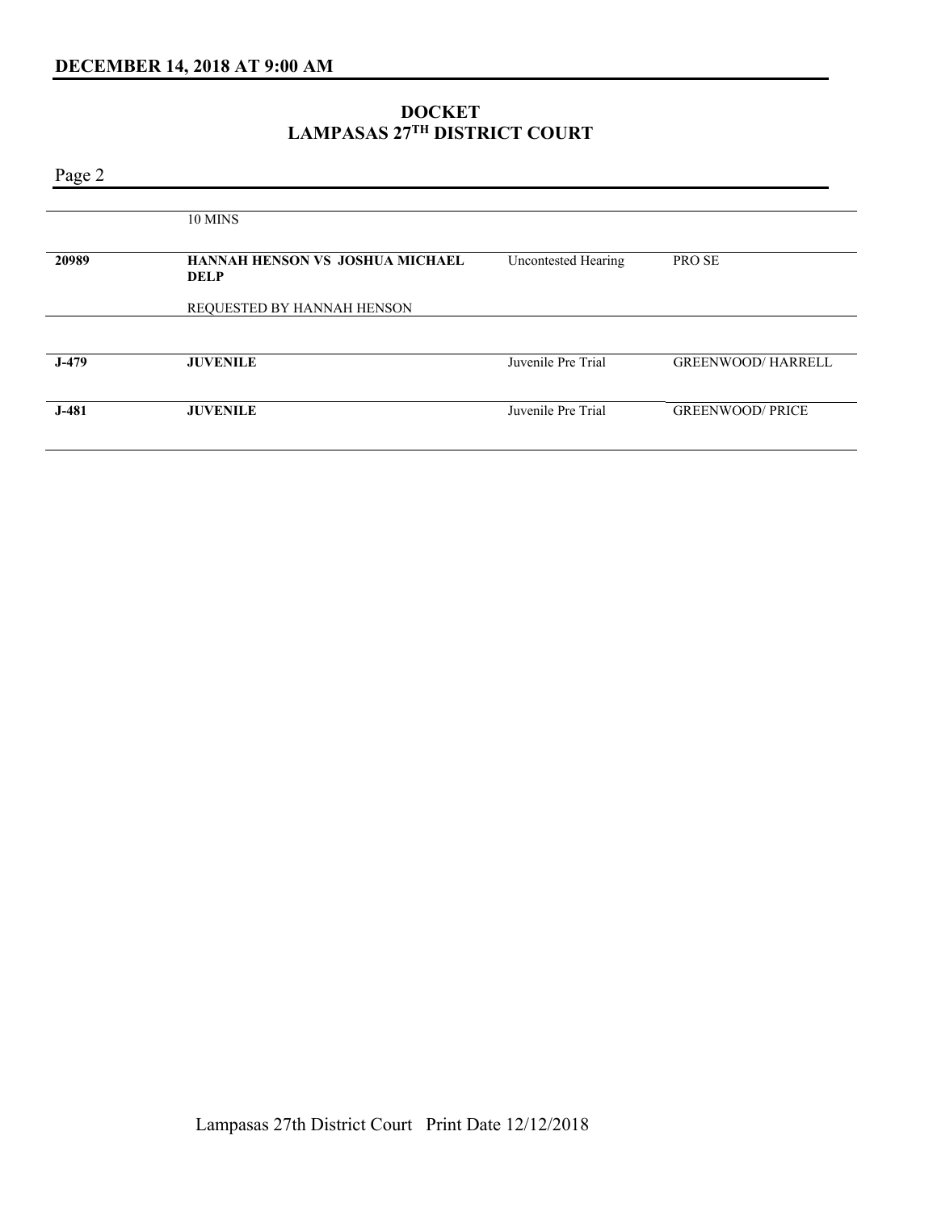## DECEMBER 14, 2018 AT 9:00 AM

# DOCKET
# LAMPASAS 27TH DISTRICT COURT

| | | | |
|---|---|---|---|
| | 10 MINS | | |
| **20989** | **HANNAH HENSON VS JOSHUA MICHAEL DELP** | Uncontested Hearing | PRO SE |
| | REQUESTED BY HANNAH HENSON | | |
| **J-479** | **JUVENILE** | Juvenile Pre Trial | GREENWOOD/ HARRELL |
| **J-481** | **JUVENILE** | Juvenile Pre Trial | GREENWOOD/ PRICE |

Lampasas 27th District Court Print Date 12/12/2018